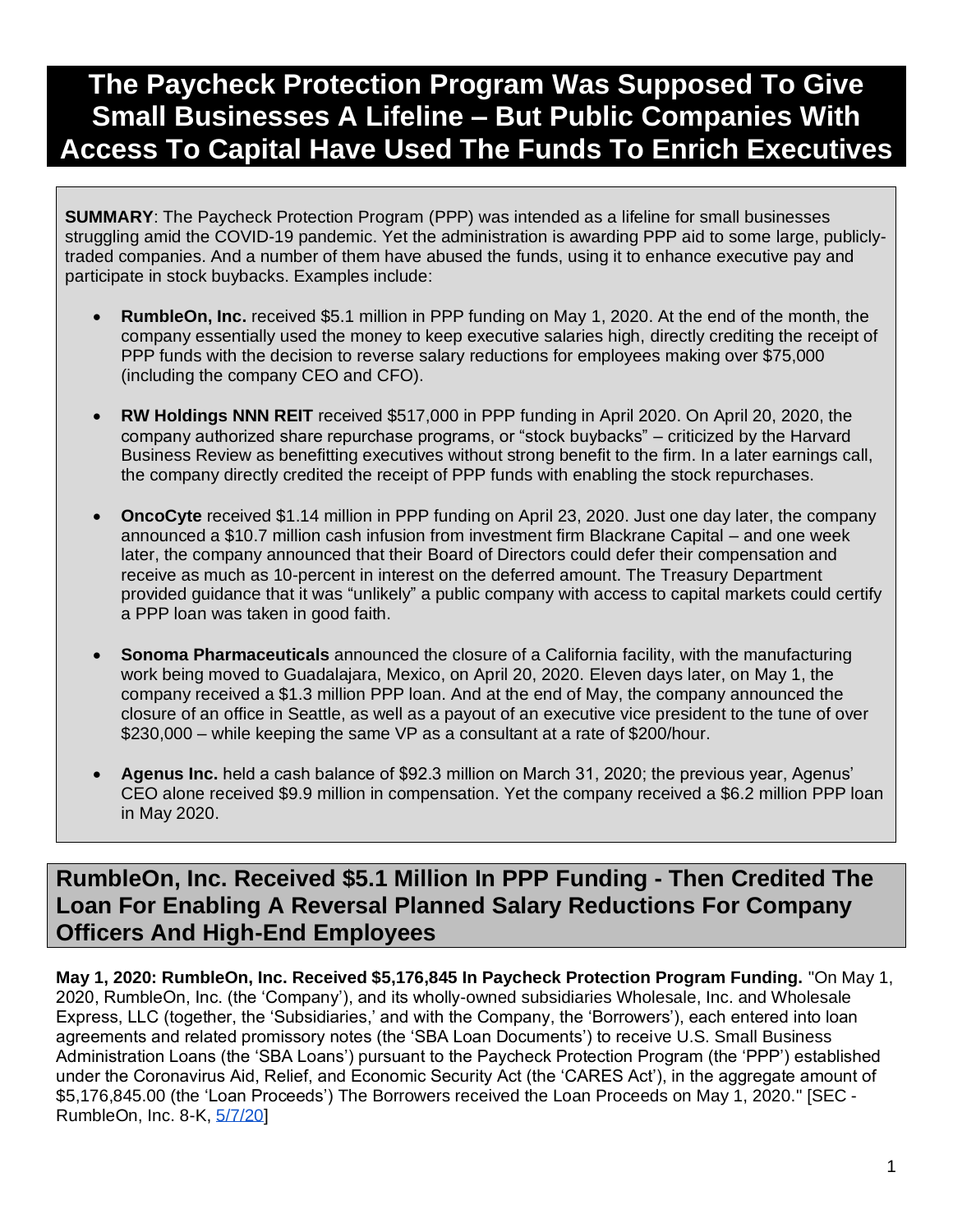# The Paycheck Protection Program Was Supposed To Give Small Businesses A Lifeline – But Public Companies With Access To Capital Have Used The Funds To Enrich Executives

**SUMMARY**: The Paycheck Protection Program (PPP) was intended as a lifeline for small businesses struggling amid the COVID-19 pandemic. Yet the administration is awarding PPP aid to some large, publicly-traded companies. And a number of them have abused the funds, using it to enhance executive pay and participate in stock buybacks. Examples include:

- **RumbleOn, Inc.** received $5.1 million in PPP funding on May 1, 2020. At the end of the month, the company essentially used the money to keep executive salaries high, directly crediting the receipt of PPP funds with the decision to reverse salary reductions for employees making over $75,000 (including the company CEO and CFO).

- **RW Holdings NNN REIT** received $517,000 in PPP funding in April 2020. On April 20, 2020, the company authorized share repurchase programs, or "stock buybacks" – criticized by the Harvard Business Review as benefitting executives without strong benefit to the firm. In a later earnings call, the company directly credited the receipt of PPP funds with enabling the stock repurchases.

- **OncoCyte** received $1.14 million in PPP funding on April 23, 2020. Just one day later, the company announced a $10.7 million cash infusion from investment firm Blackrane Capital – and one week later, the company announced that their Board of Directors could defer their compensation and receive as much as 10-percent in interest on the deferred amount. The Treasury Department provided guidance that it was "unlikely" a public company with access to capital markets could certify a PPP loan was taken in good faith.

- **Sonoma Pharmaceuticals** announced the closure of a California facility, with the manufacturing work being moved to Guadalajara, Mexico, on April 20, 2020. Eleven days later, on May 1, the company received a $1.3 million PPP loan. And at the end of May, the company announced the closure of an office in Seattle, as well as a payout of an executive vice president to the tune of over $230,000 – while keeping the same VP as a consultant at a rate of $200/hour.

- **Agenus Inc.** held a cash balance of $92.3 million on March 31, 2020; the previous year, Agenus' CEO alone received $9.9 million in compensation. Yet the company received a $6.2 million PPP loan in May 2020.

## RumbleOn, Inc. Received $5.1 Million In PPP Funding - Then Credited The Loan For Enabling A Reversal Planned Salary Reductions For Company Officers And High-End Employees

**May 1, 2020: RumbleOn, Inc. Received $5,176,845 In Paycheck Protection Program Funding.** "On May 1, 2020, RumbleOn, Inc. (the 'Company'), and its wholly-owned subsidiaries Wholesale, Inc. and Wholesale Express, LLC (together, the 'Subsidiaries,' and with the Company, the 'Borrowers'), each entered into loan agreements and related promissory notes (the 'SBA Loan Documents') to receive U.S. Small Business Administration Loans (the 'SBA Loans') pursuant to the Paycheck Protection Program (the 'PPP') established under the Coronavirus Aid, Relief, and Economic Security Act (the 'CARES Act'), in the aggregate amount of $5,176,845.00 (the 'Loan Proceeds') The Borrowers received the Loan Proceeds on May 1, 2020." [SEC - RumbleOn, Inc. 8-K, 5/7/20]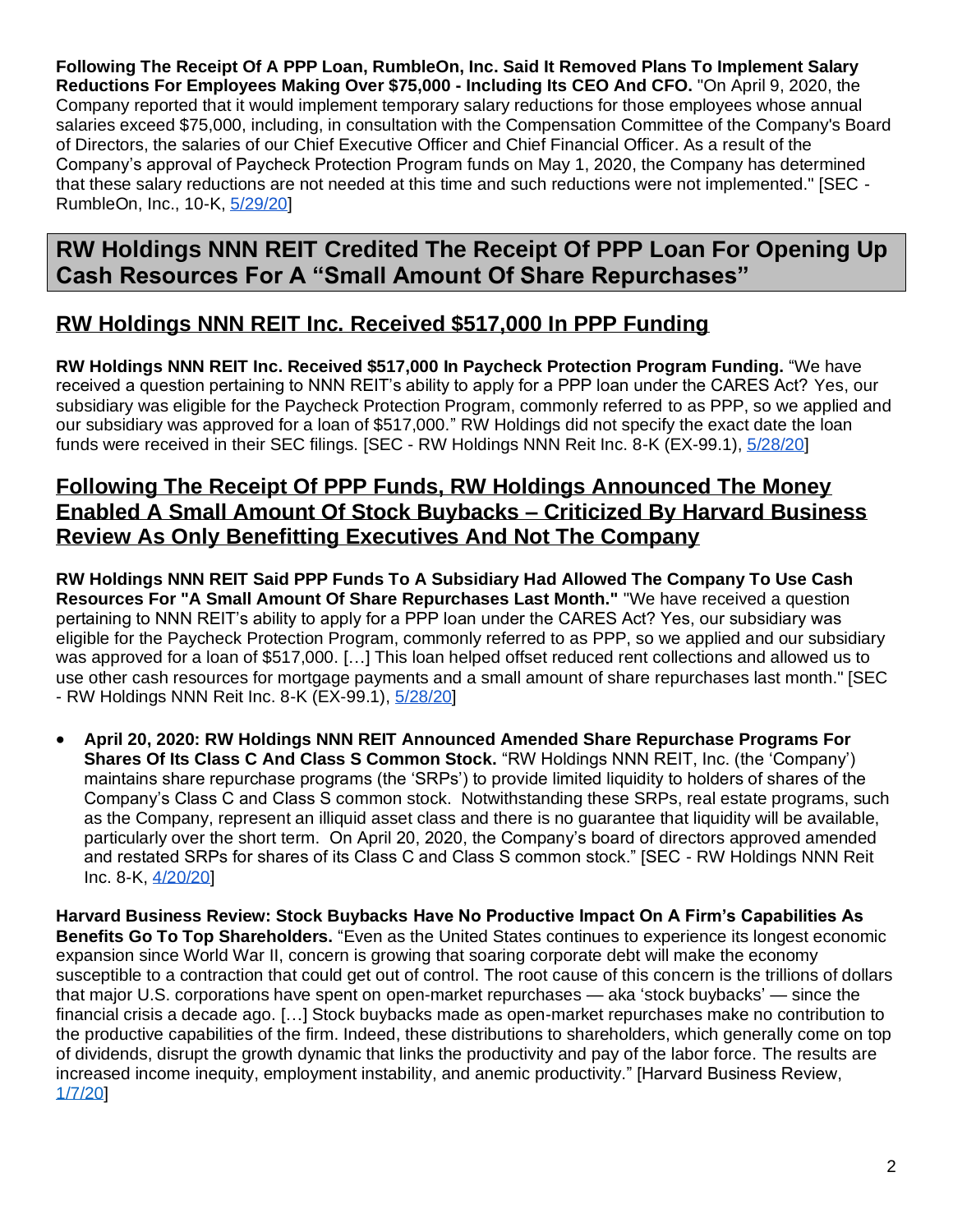**Following The Receipt Of A PPP Loan, RumbleOn, Inc. Said It Removed Plans To Implement Salary Reductions For Employees Making Over $75,000 - Including Its CEO And CFO.** "On April 9, 2020, the Company reported that it would implement temporary salary reductions for those employees whose annual salaries exceed $75,000, including, in consultation with the Compensation Committee of the Company's Board of Directors, the salaries of our Chief Executive Officer and Chief Financial Officer. As a result of the Company's approval of Paycheck Protection Program funds on May 1, 2020, the Company has determined that these salary reductions are not needed at this time and such reductions were not implemented." [SEC - RumbleOn, Inc., 10-K, 5/29/20]

# RW Holdings NNN REIT Credited The Receipt Of PPP Loan For Opening Up Cash Resources For A "Small Amount Of Share Repurchases"

## RW Holdings NNN REIT Inc. Received $517,000 In PPP Funding

**RW Holdings NNN REIT Inc. Received $517,000 In Paycheck Protection Program Funding.** "We have received a question pertaining to NNN REIT's ability to apply for a PPP loan under the CARES Act? Yes, our subsidiary was eligible for the Paycheck Protection Program, commonly referred to as PPP, so we applied and our subsidiary was approved for a loan of $517,000." RW Holdings did not specify the exact date the loan funds were received in their SEC filings. [SEC - RW Holdings NNN Reit Inc. 8-K (EX-99.1), 5/28/20]

## Following The Receipt Of PPP Funds, RW Holdings Announced The Money Enabled A Small Amount Of Stock Buybacks – Criticized By Harvard Business Review As Only Benefitting Executives And Not The Company

**RW Holdings NNN REIT Said PPP Funds To A Subsidiary Had Allowed The Company To Use Cash Resources For "A Small Amount Of Share Repurchases Last Month."** "We have received a question pertaining to NNN REIT's ability to apply for a PPP loan under the CARES Act? Yes, our subsidiary was eligible for the Paycheck Protection Program, commonly referred to as PPP, so we applied and our subsidiary was approved for a loan of $517,000. […] This loan helped offset reduced rent collections and allowed us to use other cash resources for mortgage payments and a small amount of share repurchases last month." [SEC - RW Holdings NNN Reit Inc. 8-K (EX-99.1), 5/28/20]

- **April 20, 2020: RW Holdings NNN REIT Announced Amended Share Repurchase Programs For Shares Of Its Class C And Class S Common Stock.** "RW Holdings NNN REIT, Inc. (the 'Company') maintains share repurchase programs (the 'SRPs') to provide limited liquidity to holders of shares of the Company's Class C and Class S common stock. Notwithstanding these SRPs, real estate programs, such as the Company, represent an illiquid asset class and there is no guarantee that liquidity will be available, particularly over the short term. On April 20, 2020, the Company's board of directors approved amended and restated SRPs for shares of its Class C and Class S common stock." [SEC - RW Holdings NNN Reit Inc. 8-K, 4/20/20]

**Harvard Business Review: Stock Buybacks Have No Productive Impact On A Firm's Capabilities As Benefits Go To Top Shareholders.** "Even as the United States continues to experience its longest economic expansion since World War II, concern is growing that soaring corporate debt will make the economy susceptible to a contraction that could get out of control. The root cause of this concern is the trillions of dollars that major U.S. corporations have spent on open-market repurchases — aka 'stock buybacks' — since the financial crisis a decade ago. […] Stock buybacks made as open-market repurchases make no contribution to the productive capabilities of the firm. Indeed, these distributions to shareholders, which generally come on top of dividends, disrupt the growth dynamic that links the productivity and pay of the labor force. The results are increased income inequity, employment instability, and anemic productivity." [Harvard Business Review, 1/7/20]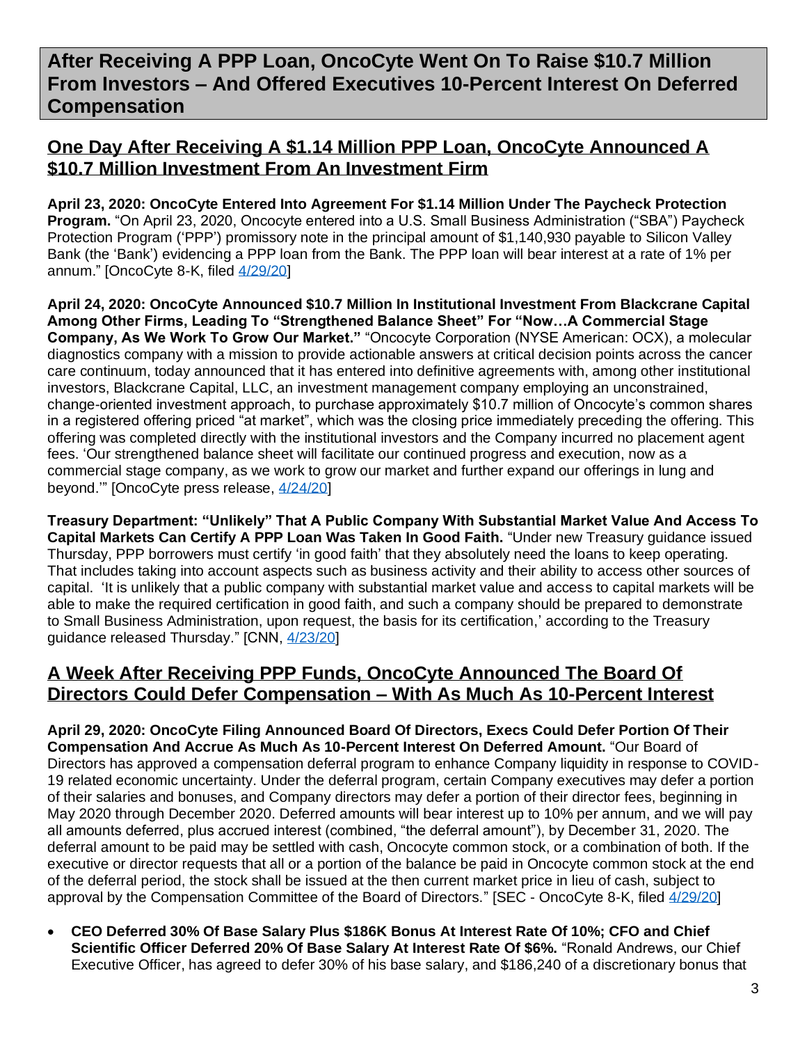# After Receiving A PPP Loan, OncoCyte Went On To Raise $10.7 Million From Investors – And Offered Executives 10-Percent Interest On Deferred Compensation

## One Day After Receiving A $1.14 Million PPP Loan, OncoCyte Announced A $10.7 Million Investment From An Investment Firm

**April 23, 2020: OncoCyte Entered Into Agreement For $1.14 Million Under The Paycheck Protection Program.** "On April 23, 2020, Oncocyte entered into a U.S. Small Business Administration ("SBA") Paycheck Protection Program ('PPP') promissory note in the principal amount of $1,140,930 payable to Silicon Valley Bank (the 'Bank') evidencing a PPP loan from the Bank. The PPP loan will bear interest at a rate of 1% per annum." [OncoCyte 8-K, filed 4/29/20]

**April 24, 2020: OncoCyte Announced $10.7 Million In Institutional Investment From Blackcrane Capital Among Other Firms, Leading To "Strengthened Balance Sheet" For "Now…A Commercial Stage Company, As We Work To Grow Our Market."** "Oncocyte Corporation (NYSE American: OCX), a molecular diagnostics company with a mission to provide actionable answers at critical decision points across the cancer care continuum, today announced that it has entered into definitive agreements with, among other institutional investors, Blackcrane Capital, LLC, an investment management company employing an unconstrained, change-oriented investment approach, to purchase approximately $10.7 million of Oncocyte's common shares in a registered offering priced "at market", which was the closing price immediately preceding the offering. This offering was completed directly with the institutional investors and the Company incurred no placement agent fees. 'Our strengthened balance sheet will facilitate our continued progress and execution, now as a commercial stage company, as we work to grow our market and further expand our offerings in lung and beyond.'" [OncoCyte press release, 4/24/20]

**Treasury Department: "Unlikely" That A Public Company With Substantial Market Value And Access To Capital Markets Can Certify A PPP Loan Was Taken In Good Faith.** "Under new Treasury guidance issued Thursday, PPP borrowers must certify 'in good faith' that they absolutely need the loans to keep operating. That includes taking into account aspects such as business activity and their ability to access other sources of capital. 'It is unlikely that a public company with substantial market value and access to capital markets will be able to make the required certification in good faith, and such a company should be prepared to demonstrate to Small Business Administration, upon request, the basis for its certification,' according to the Treasury guidance released Thursday." [CNN, 4/23/20]

## A Week After Receiving PPP Funds, OncoCyte Announced The Board Of Directors Could Defer Compensation – With As Much As 10-Percent Interest

**April 29, 2020: OncoCyte Filing Announced Board Of Directors, Execs Could Defer Portion Of Their Compensation And Accrue As Much As 10-Percent Interest On Deferred Amount.** "Our Board of Directors has approved a compensation deferral program to enhance Company liquidity in response to COVID-19 related economic uncertainty. Under the deferral program, certain Company executives may defer a portion of their salaries and bonuses, and Company directors may defer a portion of their director fees, beginning in May 2020 through December 2020. Deferred amounts will bear interest up to 10% per annum, and we will pay all amounts deferred, plus accrued interest (combined, "the deferral amount"), by December 31, 2020. The deferral amount to be paid may be settled with cash, Oncocyte common stock, or a combination of both. If the executive or director requests that all or a portion of the balance be paid in Oncocyte common stock at the end of the deferral period, the stock shall be issued at the then current market price in lieu of cash, subject to approval by the Compensation Committee of the Board of Directors." [SEC - OncoCyte 8-K, filed 4/29/20]

- **CEO Deferred 30% Of Base Salary Plus $186K Bonus At Interest Rate Of 10%; CFO and Chief Scientific Officer Deferred 20% Of Base Salary At Interest Rate Of $6%.** "Ronald Andrews, our Chief Executive Officer, has agreed to defer 30% of his base salary, and $186,240 of a discretionary bonus that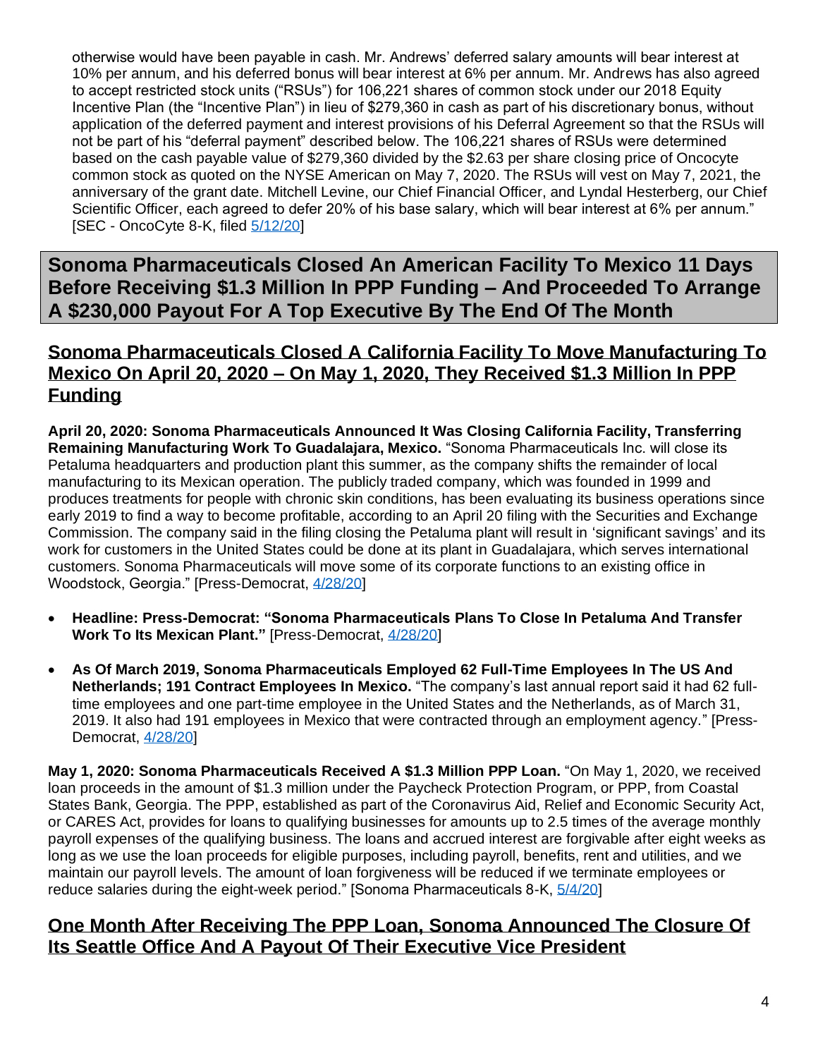otherwise would have been payable in cash. Mr. Andrews' deferred salary amounts will bear interest at 10% per annum, and his deferred bonus will bear interest at 6% per annum. Mr. Andrews has also agreed to accept restricted stock units ("RSUs") for 106,221 shares of common stock under our 2018 Equity Incentive Plan (the "Incentive Plan") in lieu of $279,360 in cash as part of his discretionary bonus, without application of the deferred payment and interest provisions of his Deferral Agreement so that the RSUs will not be part of his "deferral payment" described below. The 106,221 shares of RSUs were determined based on the cash payable value of $279,360 divided by the $2.63 per share closing price of Oncocyte common stock as quoted on the NYSE American on May 7, 2020. The RSUs will vest on May 7, 2021, the anniversary of the grant date. Mitchell Levine, our Chief Financial Officer, and Lyndal Hesterberg, our Chief Scientific Officer, each agreed to defer 20% of his base salary, which will bear interest at 6% per annum." [SEC - OncoCyte 8-K, filed 5/12/20]

# Sonoma Pharmaceuticals Closed An American Facility To Mexico 11 Days Before Receiving $1.3 Million In PPP Funding – And Proceeded To Arrange A $230,000 Payout For A Top Executive By The End Of The Month

## Sonoma Pharmaceuticals Closed A California Facility To Move Manufacturing To Mexico On April 20, 2020 – On May 1, 2020, They Received $1.3 Million In PPP Funding

**April 20, 2020: Sonoma Pharmaceuticals Announced It Was Closing California Facility, Transferring Remaining Manufacturing Work To Guadalajara, Mexico.** "Sonoma Pharmaceuticals Inc. will close its Petaluma headquarters and production plant this summer, as the company shifts the remainder of local manufacturing to its Mexican operation. The publicly traded company, which was founded in 1999 and produces treatments for people with chronic skin conditions, has been evaluating its business operations since early 2019 to find a way to become profitable, according to an April 20 filing with the Securities and Exchange Commission. The company said in the filing closing the Petaluma plant will result in 'significant savings' and its work for customers in the United States could be done at its plant in Guadalajara, which serves international customers. Sonoma Pharmaceuticals will move some of its corporate functions to an existing office in Woodstock, Georgia." [Press-Democrat, 4/28/20]

- **Headline: Press-Democrat: "Sonoma Pharmaceuticals Plans To Close In Petaluma And Transfer Work To Its Mexican Plant."** [Press-Democrat, 4/28/20]
- **As Of March 2019, Sonoma Pharmaceuticals Employed 62 Full-Time Employees In The US And Netherlands; 191 Contract Employees In Mexico.** "The company's last annual report said it had 62 full-time employees and one part-time employee in the United States and the Netherlands, as of March 31, 2019. It also had 191 employees in Mexico that were contracted through an employment agency." [Press-Democrat, 4/28/20]

**May 1, 2020: Sonoma Pharmaceuticals Received A $1.3 Million PPP Loan.** "On May 1, 2020, we received loan proceeds in the amount of $1.3 million under the Paycheck Protection Program, or PPP, from Coastal States Bank, Georgia. The PPP, established as part of the Coronavirus Aid, Relief and Economic Security Act, or CARES Act, provides for loans to qualifying businesses for amounts up to 2.5 times of the average monthly payroll expenses of the qualifying business. The loans and accrued interest are forgivable after eight weeks as long as we use the loan proceeds for eligible purposes, including payroll, benefits, rent and utilities, and we maintain our payroll levels. The amount of loan forgiveness will be reduced if we terminate employees or reduce salaries during the eight-week period." [Sonoma Pharmaceuticals 8-K, 5/4/20]

## One Month After Receiving The PPP Loan, Sonoma Announced The Closure Of Its Seattle Office And A Payout Of Their Executive Vice President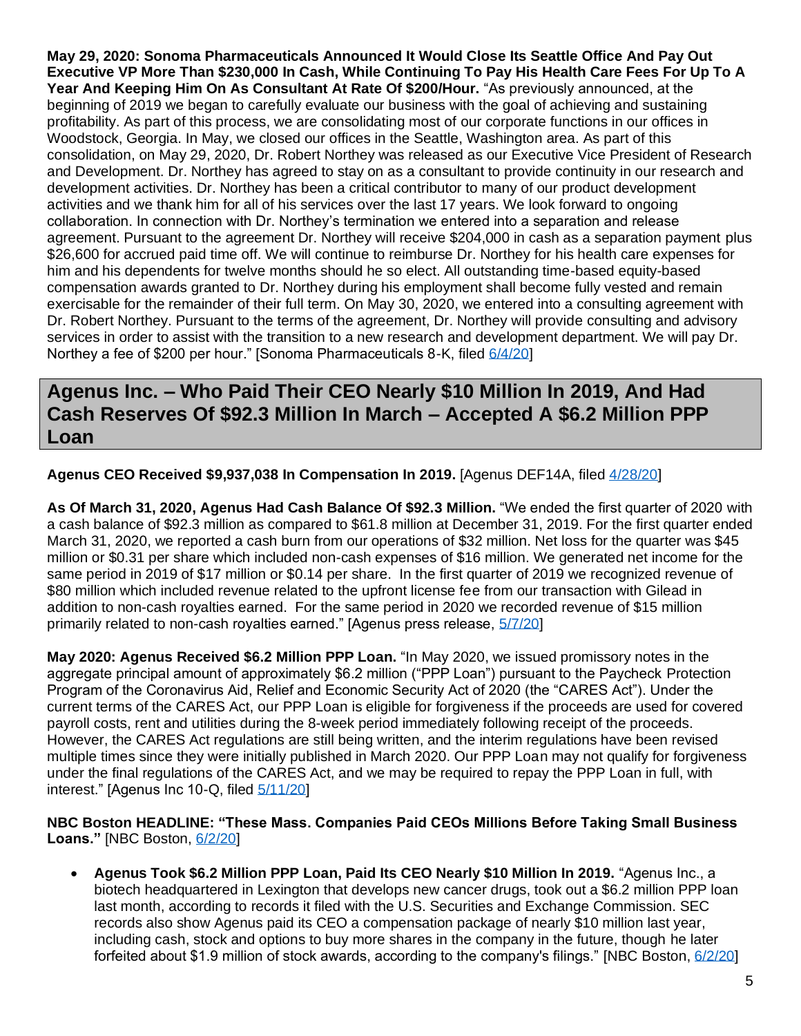**May 29, 2020: Sonoma Pharmaceuticals Announced It Would Close Its Seattle Office And Pay Out Executive VP More Than $230,000 In Cash, While Continuing To Pay His Health Care Fees For Up To A Year And Keeping Him On As Consultant At Rate Of $200/Hour.** "As previously announced, at the beginning of 2019 we began to carefully evaluate our business with the goal of achieving and sustaining profitability. As part of this process, we are consolidating most of our corporate functions in our offices in Woodstock, Georgia. In May, we closed our offices in the Seattle, Washington area. As part of this consolidation, on May 29, 2020, Dr. Robert Northey was released as our Executive Vice President of Research and Development. Dr. Northey has agreed to stay on as a consultant to provide continuity in our research and development activities. Dr. Northey has been a critical contributor to many of our product development activities and we thank him for all of his services over the last 17 years. We look forward to ongoing collaboration. In connection with Dr. Northey's termination we entered into a separation and release agreement. Pursuant to the agreement Dr. Northey will receive $204,000 in cash as a separation payment plus $26,600 for accrued paid time off. We will continue to reimburse Dr. Northey for his health care expenses for him and his dependents for twelve months should he so elect. All outstanding time-based equity-based compensation awards granted to Dr. Northey during his employment shall become fully vested and remain exercisable for the remainder of their full term. On May 30, 2020, we entered into a consulting agreement with Dr. Robert Northey. Pursuant to the terms of the agreement, Dr. Northey will provide consulting and advisory services in order to assist with the transition to a new research and development department. We will pay Dr. Northey a fee of $200 per hour." [Sonoma Pharmaceuticals 8-K, filed 6/4/20]

## Agenus Inc. – Who Paid Their CEO Nearly $10 Million In 2019, And Had Cash Reserves Of $92.3 Million In March – Accepted A $6.2 Million PPP Loan

**Agenus CEO Received $9,937,038 In Compensation In 2019.** [Agenus DEF14A, filed 4/28/20]

**As Of March 31, 2020, Agenus Had Cash Balance Of $92.3 Million.** "We ended the first quarter of 2020 with a cash balance of $92.3 million as compared to $61.8 million at December 31, 2019. For the first quarter ended March 31, 2020, we reported a cash burn from our operations of $32 million. Net loss for the quarter was $45 million or $0.31 per share which included non-cash expenses of $16 million. We generated net income for the same period in 2019 of $17 million or $0.14 per share. In the first quarter of 2019 we recognized revenue of $80 million which included revenue related to the upfront license fee from our transaction with Gilead in addition to non-cash royalties earned. For the same period in 2020 we recorded revenue of $15 million primarily related to non-cash royalties earned." [Agenus press release, 5/7/20]

**May 2020: Agenus Received $6.2 Million PPP Loan.** "In May 2020, we issued promissory notes in the aggregate principal amount of approximately $6.2 million ("PPP Loan") pursuant to the Paycheck Protection Program of the Coronavirus Aid, Relief and Economic Security Act of 2020 (the "CARES Act"). Under the current terms of the CARES Act, our PPP Loan is eligible for forgiveness if the proceeds are used for covered payroll costs, rent and utilities during the 8-week period immediately following receipt of the proceeds. However, the CARES Act regulations are still being written, and the interim regulations have been revised multiple times since they were initially published in March 2020. Our PPP Loan may not qualify for forgiveness under the final regulations of the CARES Act, and we may be required to repay the PPP Loan in full, with interest." [Agenus Inc 10-Q, filed 5/11/20]

**NBC Boston HEADLINE: "These Mass. Companies Paid CEOs Millions Before Taking Small Business Loans."** [NBC Boston, 6/2/20]

- **Agenus Took $6.2 Million PPP Loan, Paid Its CEO Nearly $10 Million In 2019.** "Agenus Inc., a biotech headquartered in Lexington that develops new cancer drugs, took out a $6.2 million PPP loan last month, according to records it filed with the U.S. Securities and Exchange Commission. SEC records also show Agenus paid its CEO a compensation package of nearly $10 million last year, including cash, stock and options to buy more shares in the company in the future, though he later forfeited about $1.9 million of stock awards, according to the company's filings." [NBC Boston, 6/2/20]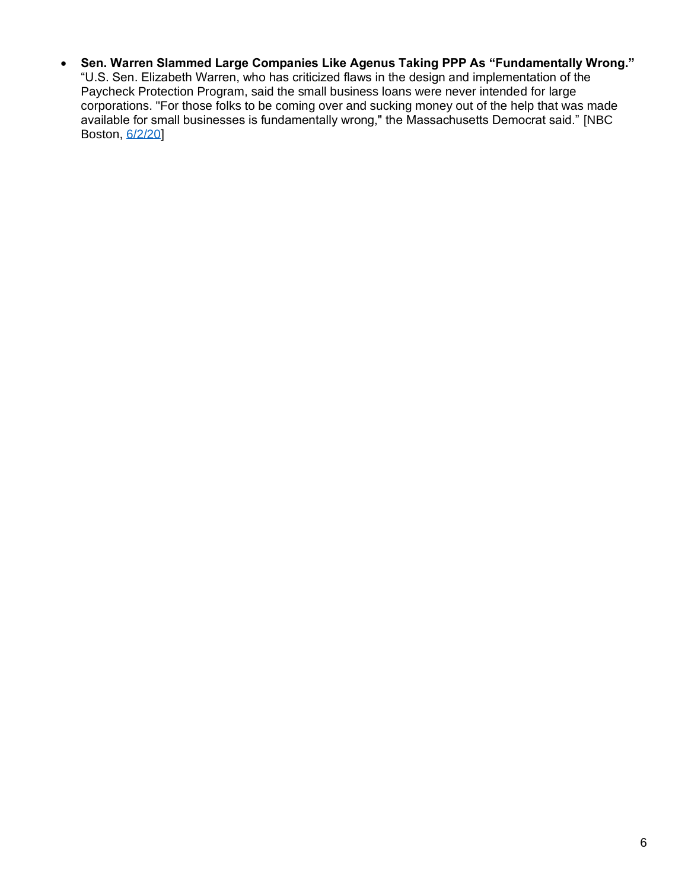- **Sen. Warren Slammed Large Companies Like Agenus Taking PPP As "Fundamentally Wrong."** "U.S. Sen. Elizabeth Warren, who has criticized flaws in the design and implementation of the Paycheck Protection Program, said the small business loans were never intended for large corporations. "For those folks to be coming over and sucking money out of the help that was made available for small businesses is fundamentally wrong," the Massachusetts Democrat said." [NBC Boston, 6/2/20]